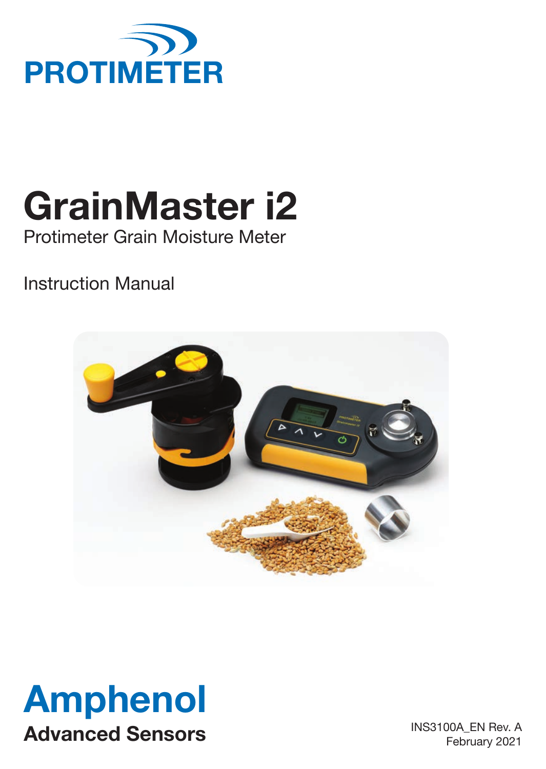PROTIMETER

# GrainMaster i2

Protimeter Grain Moisture Meter

Instruction Manual

**Amphenol**

**Advanced Sensors**

INS3100A_EN Rev. A
February 2021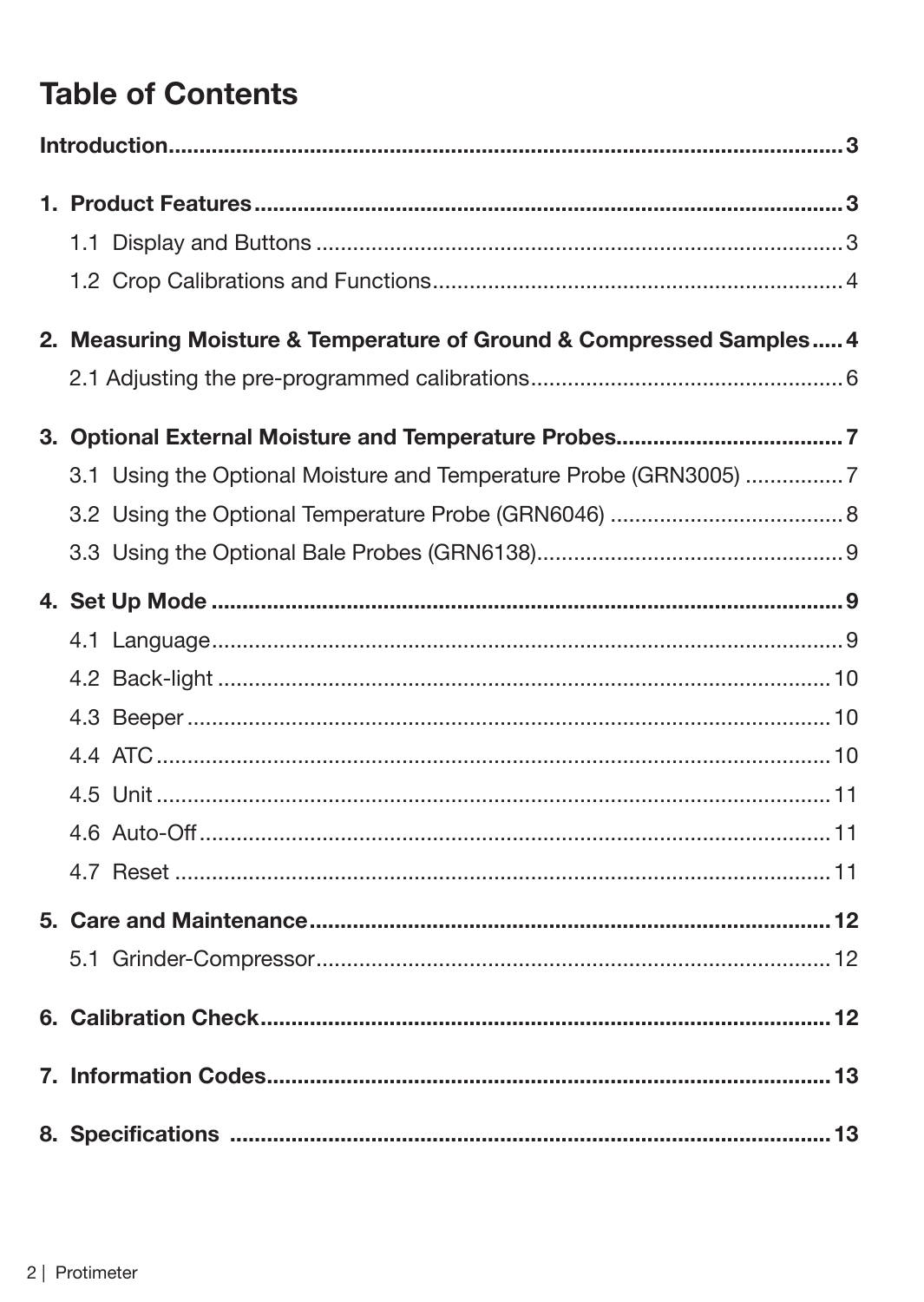# Table of Contents

**Introduction** .......... 3

**1. Product Features** .......... 3

- 1.1 Display and Buttons .......... 3
- 1.2 Crop Calibrations and Functions .......... 4

**2. Measuring Moisture & Temperature of Ground & Compressed Samples** .......... 4

- 2.1 Adjusting the pre-programmed calibrations .......... 6

**3. Optional External Moisture and Temperature Probes** .......... 7

- 3.1 Using the Optional Moisture and Temperature Probe (GRN3005) .......... 7
- 3.2 Using the Optional Temperature Probe (GRN6046) .......... 8
- 3.3 Using the Optional Bale Probes (GRN6138) .......... 9

**4. Set Up Mode** .......... 9

- 4.1 Language .......... 9
- 4.2 Back-light .......... 10
- 4.3 Beeper .......... 10
- 4.4 ATC .......... 10
- 4.5 Unit .......... 11
- 4.6 Auto-Off .......... 11
- 4.7 Reset .......... 11

**5. Care and Maintenance** .......... 12

- 5.1 Grinder-Compressor .......... 12

**6. Calibration Check** .......... 12

**7. Information Codes** .......... 13

**8. Specifications** .......... 13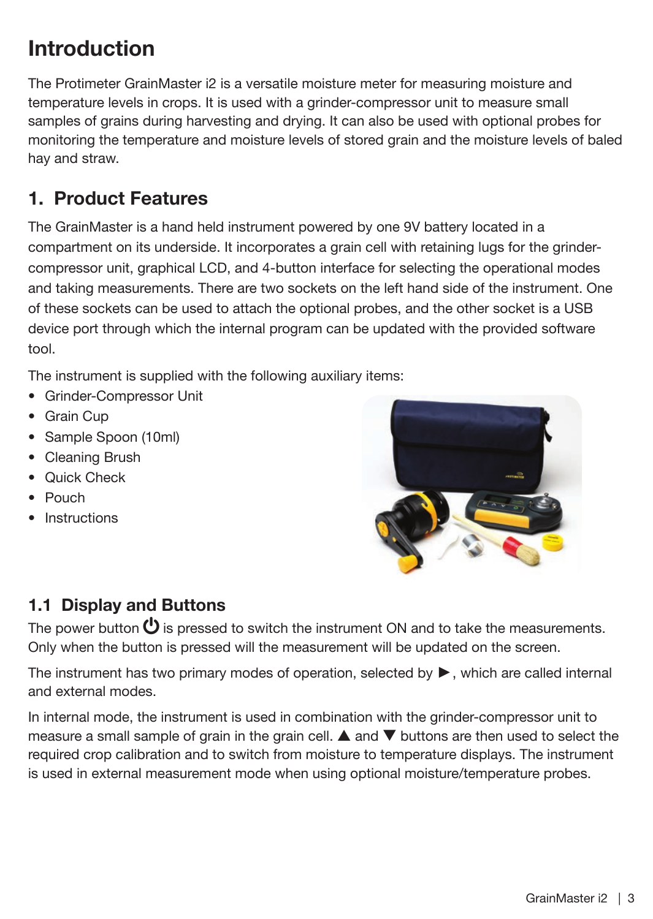# Introduction

The Protimeter GrainMaster i2 is a versatile moisture meter for measuring moisture and temperature levels in crops. It is used with a grinder-compressor unit to measure small samples of grains during harvesting and drying. It can also be used with optional probes for monitoring the temperature and moisture levels of stored grain and the moisture levels of baled hay and straw.

## 1. Product Features

The GrainMaster is a hand held instrument powered by one 9V battery located in a compartment on its underside. It incorporates a grain cell with retaining lugs for the grinder-compressor unit, graphical LCD, and 4-button interface for selecting the operational modes and taking measurements. There are two sockets on the left hand side of the instrument. One of these sockets can be used to attach the optional probes, and the other socket is a USB device port through which the internal program can be updated with the provided software tool.

The instrument is supplied with the following auxiliary items:

- Grinder-Compressor Unit
- Grain Cup
- Sample Spoon (10ml)
- Cleaning Brush
- Quick Check
- Pouch
- Instructions

### 1.1 Display and Buttons

The power button ⏻ is pressed to switch the instrument ON and to take the measurements. Only when the button is pressed will the measurement will be updated on the screen.

The instrument has two primary modes of operation, selected by ►, which are called internal and external modes.

In internal mode, the instrument is used in combination with the grinder-compressor unit to measure a small sample of grain in the grain cell. ▲ and ▼ buttons are then used to select the required crop calibration and to switch from moisture to temperature displays. The instrument is used in external measurement mode when using optional moisture/temperature probes.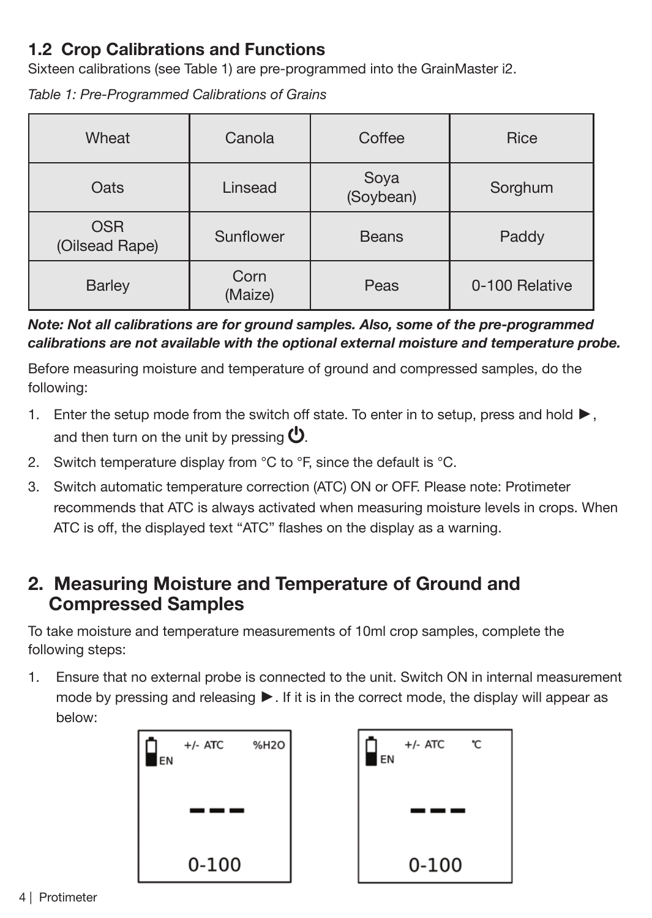## 1.2 Crop Calibrations and Functions

Sixteen calibrations (see Table 1) are pre-programmed into the GrainMaster i2.

*Table 1: Pre-Programmed Calibrations of Grains*

| Wheat | Canola | Coffee | Rice |
|---|---|---|---|
| Oats | Linsead | Soya (Soybean) | Sorghum |
| OSR (Oilsead Rape) | Sunflower | Beans | Paddy |
| Barley | Corn (Maize) | Peas | 0-100 Relative |

***Note: Not all calibrations are for ground samples. Also, some of the pre-programmed calibrations are not available with the optional external moisture and temperature probe.***

Before measuring moisture and temperature of ground and compressed samples, do the following:

1. Enter the setup mode from the switch off state. To enter in to setup, press and hold ►, and then turn on the unit by pressing ⏻.
2. Switch temperature display from °C to °F, since the default is °C.
3. Switch automatic temperature correction (ATC) ON or OFF. Please note: Protimeter recommends that ATC is always activated when measuring moisture levels in crops. When ATC is off, the displayed text “ATC” flashes on the display as a warning.

## 2. Measuring Moisture and Temperature of Ground and Compressed Samples

To take moisture and temperature measurements of 10ml crop samples, complete the following steps:

1. Ensure that no external probe is connected to the unit. Switch ON in internal measurement mode by pressing and releasing ►. If it is in the correct mode, the display will appear as below:

EN +/- ATC %H2O
---
0-100

EN +/- ATC ℃
---
0-100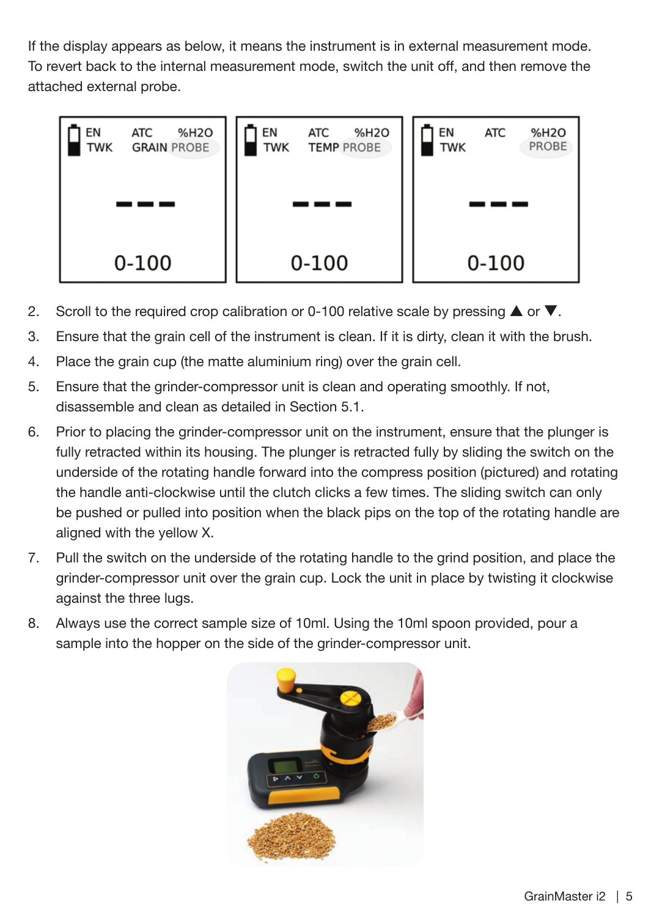If the display appears as below, it means the instrument is in external measurement mode. To revert back to the internal measurement mode, switch the unit off, and then remove the attached external probe.

| EN TWK | ATC GRAIN PROBE | %H2O |
|---|---|---|
| | --- | |
| | 0-100 | |

| EN TWK | ATC TEMP PROBE | %H2O |
|---|---|---|
| | --- | |
| | 0-100 | |

| EN TWK | ATC | %H2O PROBE |
|---|---|---|
| | --- | |
| | 0-100 | |

2. Scroll to the required crop calibration or 0-100 relative scale by pressing ▲ or ▼.
3. Ensure that the grain cell of the instrument is clean. If it is dirty, clean it with the brush.
4. Place the grain cup (the matte aluminium ring) over the grain cell.
5. Ensure that the grinder-compressor unit is clean and operating smoothly. If not, disassemble and clean as detailed in Section 5.1.
6. Prior to placing the grinder-compressor unit on the instrument, ensure that the plunger is fully retracted within its housing. The plunger is retracted fully by sliding the switch on the underside of the rotating handle forward into the compress position (pictured) and rotating the handle anti-clockwise until the clutch clicks a few times. The sliding switch can only be pushed or pulled into position when the black pips on the top of the rotating handle are aligned with the yellow X.
7. Pull the switch on the underside of the rotating handle to the grind position, and place the grinder-compressor unit over the grain cup. Lock the unit in place by twisting it clockwise against the three lugs.
8. Always use the correct sample size of 10ml. Using the 10ml spoon provided, pour a sample into the hopper on the side of the grinder-compressor unit.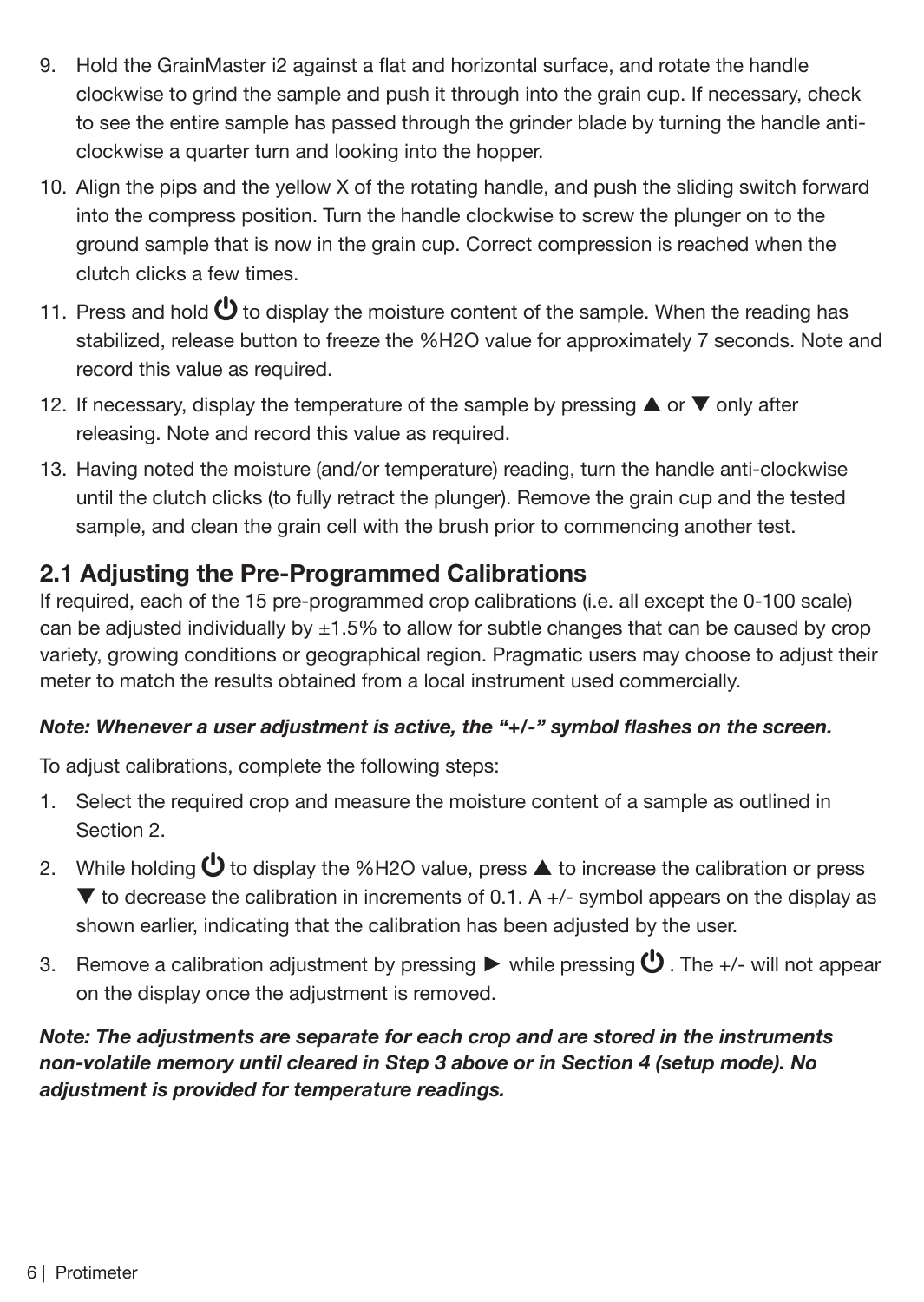9. Hold the GrainMaster i2 against a flat and horizontal surface, and rotate the handle clockwise to grind the sample and push it through into the grain cup. If necessary, check to see the entire sample has passed through the grinder blade by turning the handle anti-clockwise a quarter turn and looking into the hopper.
10. Align the pips and the yellow X of the rotating handle, and push the sliding switch forward into the compress position. Turn the handle clockwise to screw the plunger on to the ground sample that is now in the grain cup. Correct compression is reached when the clutch clicks a few times.
11. Press and hold ⏻ to display the moisture content of the sample. When the reading has stabilized, release button to freeze the %H2O value for approximately 7 seconds. Note and record this value as required.
12. If necessary, display the temperature of the sample by pressing ▲ or ▼ only after releasing. Note and record this value as required.
13. Having noted the moisture (and/or temperature) reading, turn the handle anti-clockwise until the clutch clicks (to fully retract the plunger). Remove the grain cup and the tested sample, and clean the grain cell with the brush prior to commencing another test.

## 2.1 Adjusting the Pre-Programmed Calibrations

If required, each of the 15 pre-programmed crop calibrations (i.e. all except the 0-100 scale) can be adjusted individually by ±1.5% to allow for subtle changes that can be caused by crop variety, growing conditions or geographical region. Pragmatic users may choose to adjust their meter to match the results obtained from a local instrument used commercially.

***Note: Whenever a user adjustment is active, the "+/-" symbol flashes on the screen.***

To adjust calibrations, complete the following steps:

1. Select the required crop and measure the moisture content of a sample as outlined in Section 2.
2. While holding ⏻ to display the %H2O value, press ▲ to increase the calibration or press ▼ to decrease the calibration in increments of 0.1. A +/- symbol appears on the display as shown earlier, indicating that the calibration has been adjusted by the user.
3. Remove a calibration adjustment by pressing ► while pressing ⏻ . The +/- will not appear on the display once the adjustment is removed.

***Note: The adjustments are separate for each crop and are stored in the instruments non-volatile memory until cleared in Step 3 above or in Section 4 (setup mode). No adjustment is provided for temperature readings.***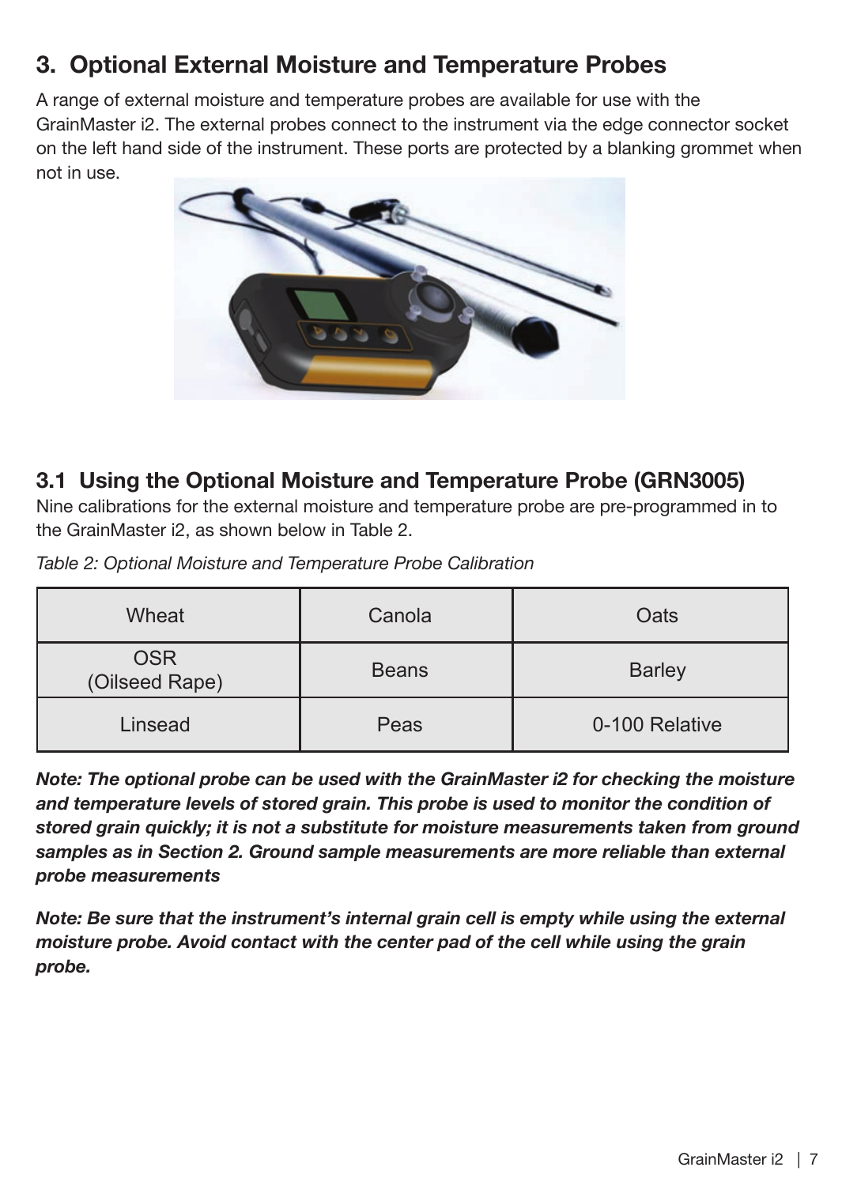## 3. Optional External Moisture and Temperature Probes

A range of external moisture and temperature probes are available for use with the GrainMaster i2. The external probes connect to the instrument via the edge connector socket on the left hand side of the instrument. These ports are protected by a blanking grommet when not in use.

### 3.1 Using the Optional Moisture and Temperature Probe (GRN3005)

Nine calibrations for the external moisture and temperature probe are pre-programmed in to the GrainMaster i2, as shown below in Table 2.

*Table 2: Optional Moisture and Temperature Probe Calibration*

| Wheat | Canola | Oats |
|---|---|---|
| OSR (Oilseed Rape) | Beans | Barley |
| Linsead | Peas | 0-100 Relative |

***Note: The optional probe can be used with the GrainMaster i2 for checking the moisture and temperature levels of stored grain. This probe is used to monitor the condition of stored grain quickly; it is not a substitute for moisture measurements taken from ground samples as in Section 2. Ground sample measurements are more reliable than external probe measurements***

***Note: Be sure that the instrument's internal grain cell is empty while using the external moisture probe. Avoid contact with the center pad of the cell while using the grain probe.***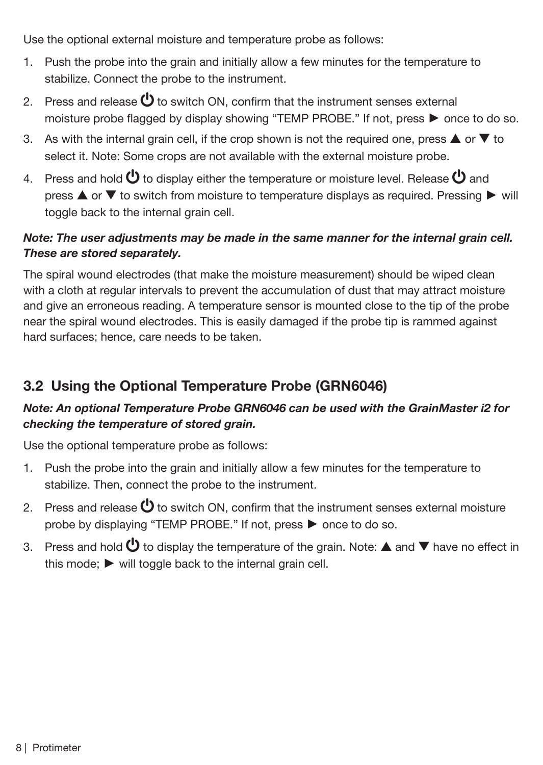Use the optional external moisture and temperature probe as follows:

1. Push the probe into the grain and initially allow a few minutes for the temperature to stabilize. Connect the probe to the instrument.
2. Press and release ⏻ to switch ON, confirm that the instrument senses external moisture probe flagged by display showing "TEMP PROBE." If not, press ► once to do so.
3. As with the internal grain cell, if the crop shown is not the required one, press ▲ or ▼ to select it. Note: Some crops are not available with the external moisture probe.
4. Press and hold ⏻ to display either the temperature or moisture level. Release ⏻ and press ▲ or ▼ to switch from moisture to temperature displays as required. Pressing ► will toggle back to the internal grain cell.

***Note: The user adjustments may be made in the same manner for the internal grain cell. These are stored separately.***

The spiral wound electrodes (that make the moisture measurement) should be wiped clean with a cloth at regular intervals to prevent the accumulation of dust that may attract moisture and give an erroneous reading. A temperature sensor is mounted close to the tip of the probe near the spiral wound electrodes. This is easily damaged if the probe tip is rammed against hard surfaces; hence, care needs to be taken.

## 3.2 Using the Optional Temperature Probe (GRN6046)

***Note: An optional Temperature Probe GRN6046 can be used with the GrainMaster i2 for checking the temperature of stored grain.***

Use the optional temperature probe as follows:

1. Push the probe into the grain and initially allow a few minutes for the temperature to stabilize. Then, connect the probe to the instrument.
2. Press and release ⏻ to switch ON, confirm that the instrument senses external moisture probe by displaying "TEMP PROBE." If not, press ► once to do so.
3. Press and hold ⏻ to display the temperature of the grain. Note: ▲ and ▼ have no effect in this mode; ► will toggle back to the internal grain cell.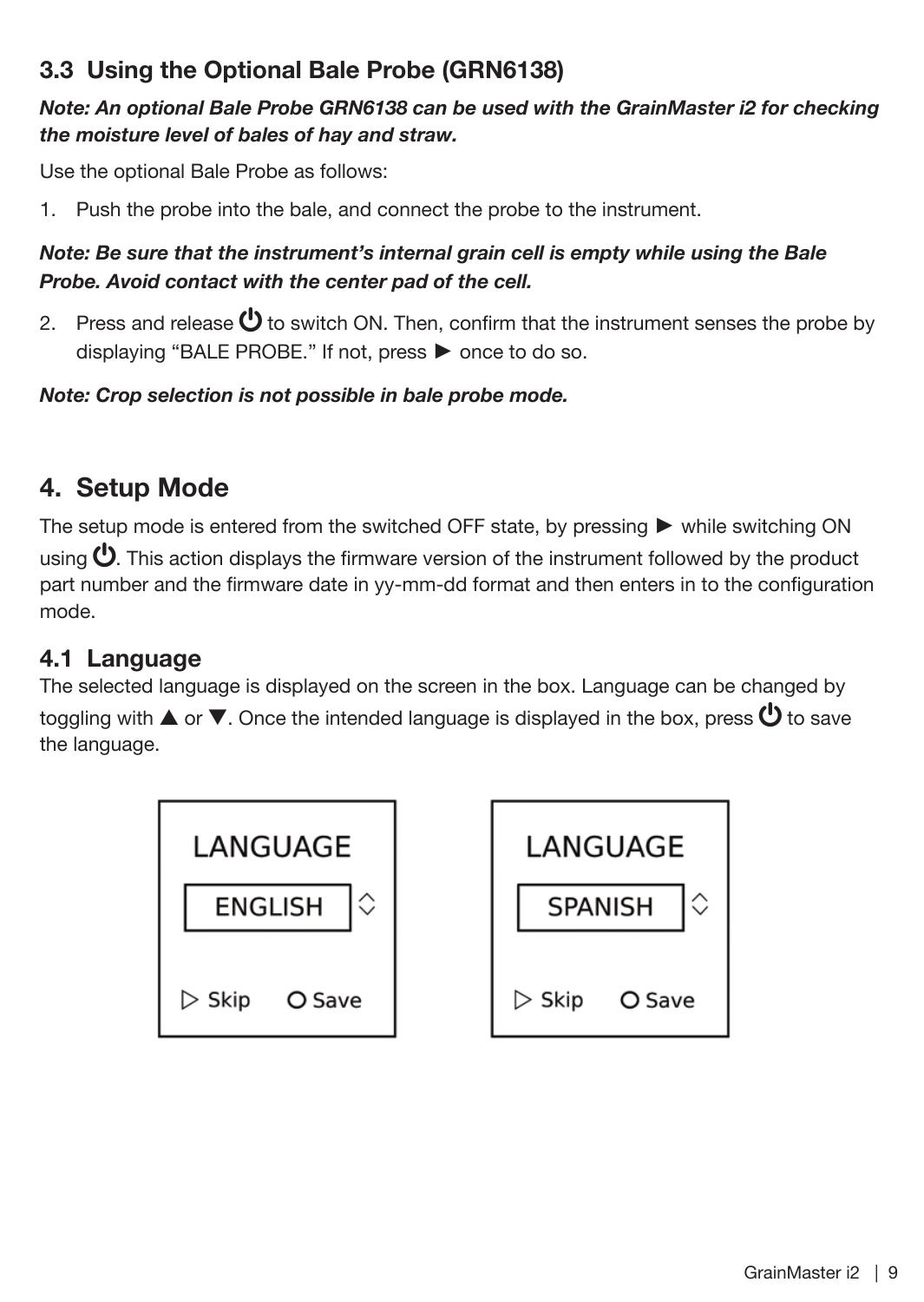## 3.3 Using the Optional Bale Probe (GRN6138)

***Note: An optional Bale Probe GRN6138 can be used with the GrainMaster i2 for checking the moisture level of bales of hay and straw.***

Use the optional Bale Probe as follows:

1. Push the probe into the bale, and connect the probe to the instrument.

***Note: Be sure that the instrument's internal grain cell is empty while using the Bale Probe. Avoid contact with the center pad of the cell.***

2. Press and release ⏻ to switch ON. Then, confirm that the instrument senses the probe by displaying "BALE PROBE." If not, press ► once to do so.

***Note: Crop selection is not possible in bale probe mode.***

# 4. Setup Mode

The setup mode is entered from the switched OFF state, by pressing ► while switching ON using ⏻. This action displays the firmware version of the instrument followed by the product part number and the firmware date in yy-mm-dd format and then enters in to the configuration mode.

## 4.1 Language

The selected language is displayed on the screen in the box. Language can be changed by toggling with ▲ or ▼. Once the intended language is displayed in the box, press ⏻ to save the language.

LANGUAGE
ENGLISH
▷ Skip O Save

LANGUAGE
SPANISH
▷ Skip O Save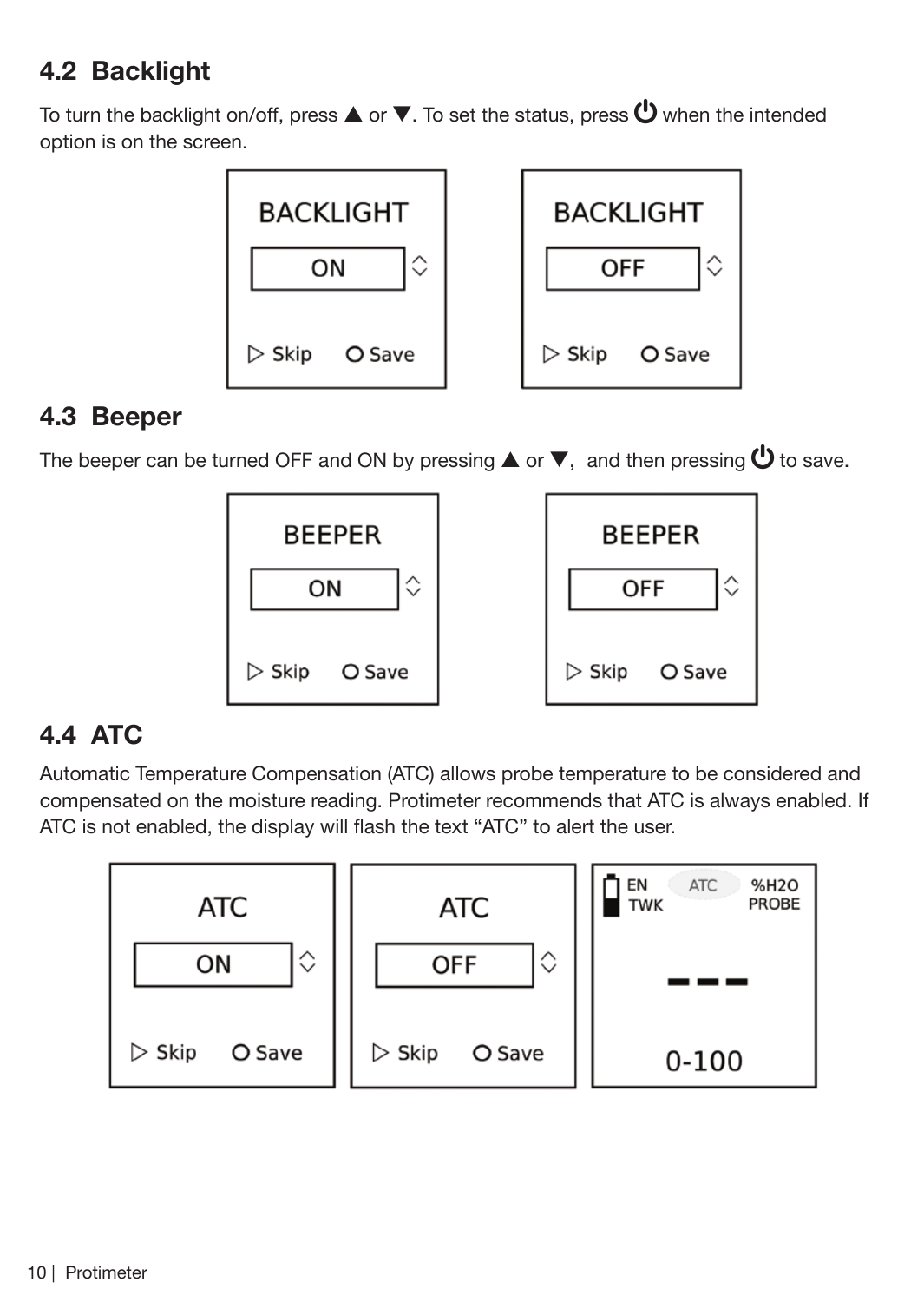## 4.2 Backlight

To turn the backlight on/off, press ▲ or ▼. To set the status, press ⏻ when the intended option is on the screen.

## 4.3 Beeper

The beeper can be turned OFF and ON by pressing ▲ or ▼, and then pressing ⏻ to save.

## 4.4 ATC

Automatic Temperature Compensation (ATC) allows probe temperature to be considered and compensated on the moisture reading. Protimeter recommends that ATC is always enabled. If ATC is not enabled, the display will flash the text “ATC” to alert the user.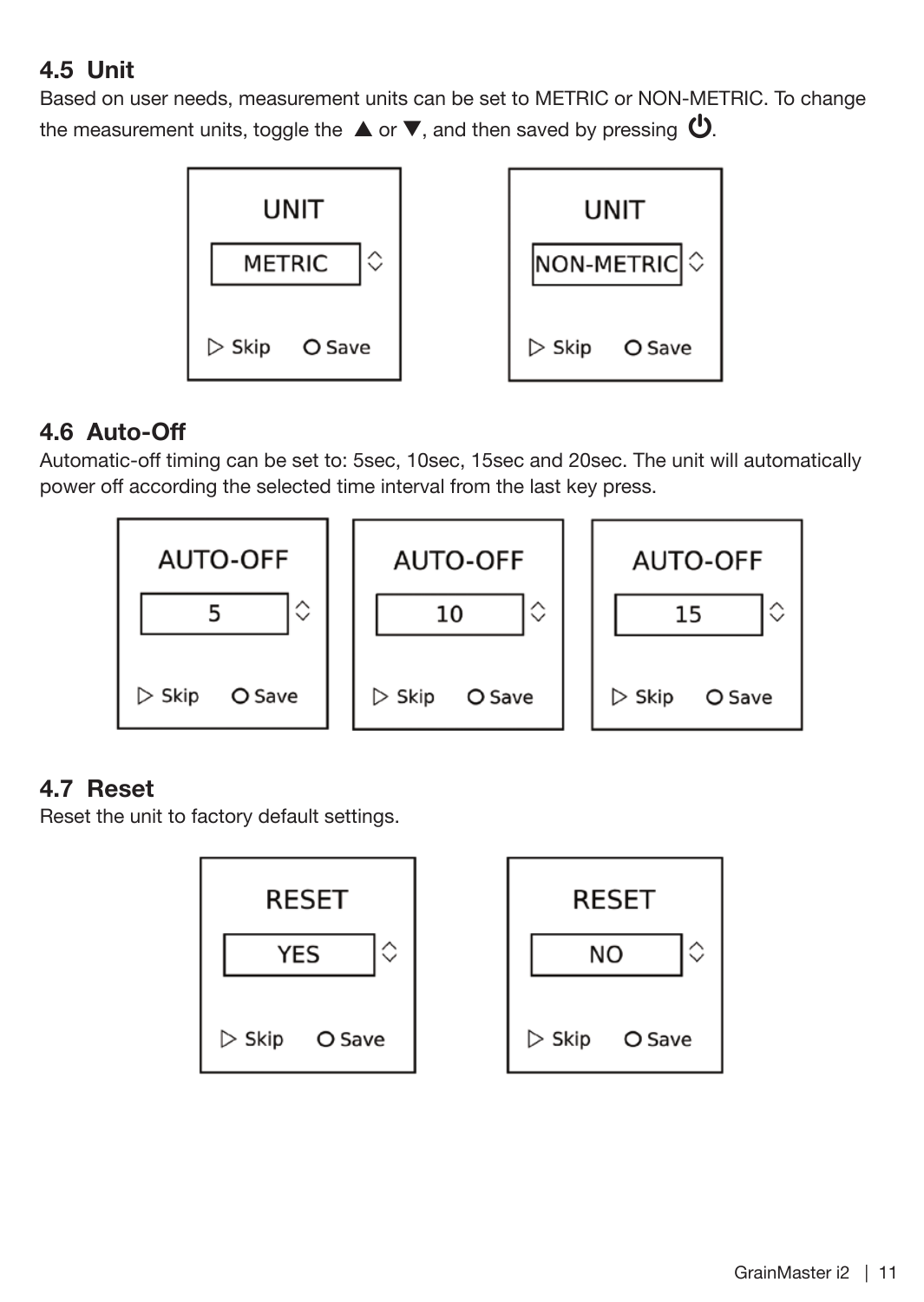## 4.5 Unit

Based on user needs, measurement units can be set to METRIC or NON-METRIC. To change the measurement units, toggle the ▲ or ▼, and then saved by pressing ⏻.

UNIT

METRIC

▷ Skip O Save

UNIT

NON-METRIC

▷ Skip O Save

## 4.6 Auto-Off

Automatic-off timing can be set to: 5sec, 10sec, 15sec and 20sec. The unit will automatically power off according the selected time interval from the last key press.

AUTO-OFF

5

▷ Skip O Save

AUTO-OFF

10

▷ Skip O Save

AUTO-OFF

15

▷ Skip O Save

## 4.7 Reset

Reset the unit to factory default settings.

RESET

YES

▷ Skip O Save

RESET

NO

▷ Skip O Save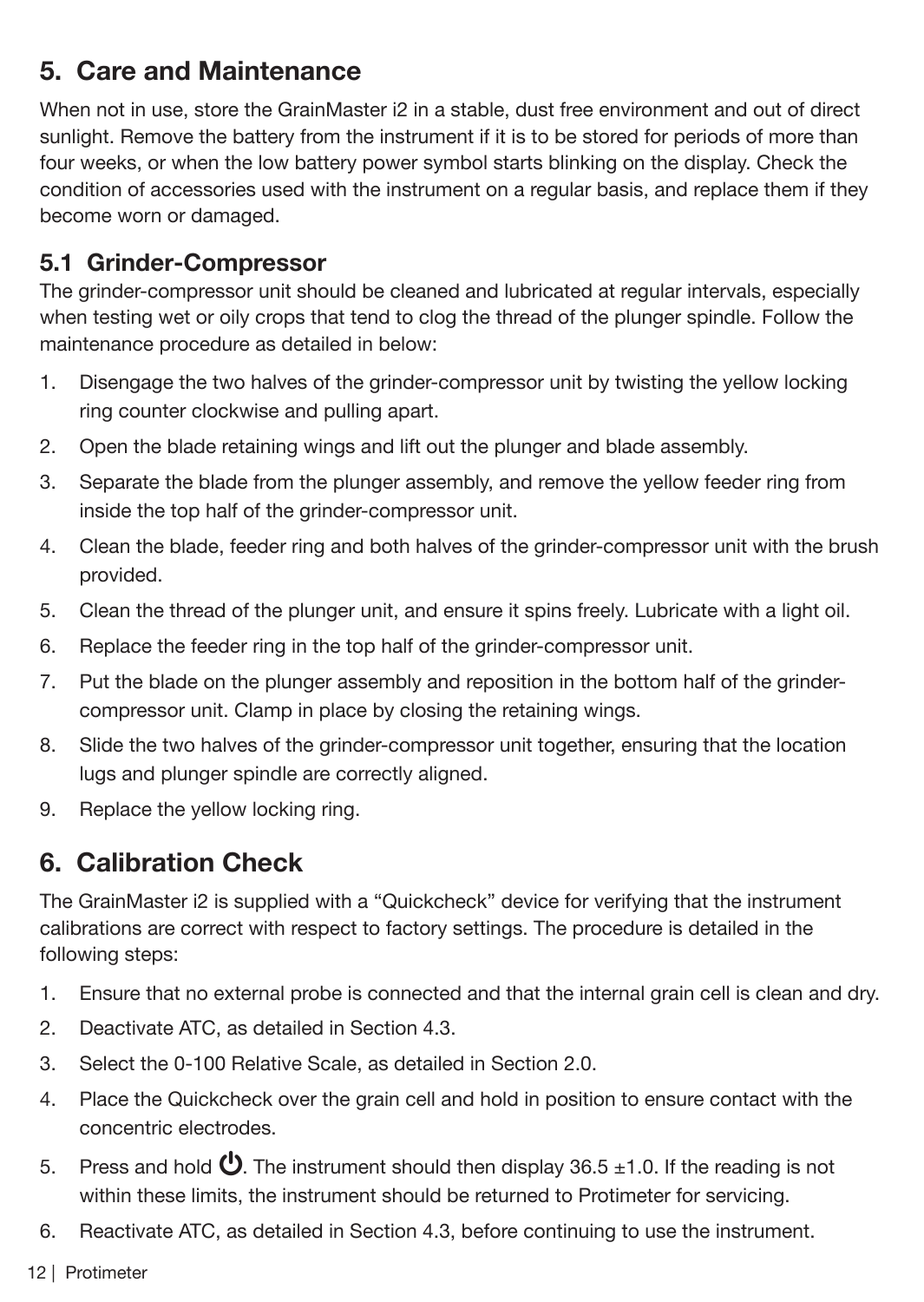## 5. Care and Maintenance

When not in use, store the GrainMaster i2 in a stable, dust free environment and out of direct sunlight. Remove the battery from the instrument if it is to be stored for periods of more than four weeks, or when the low battery power symbol starts blinking on the display. Check the condition of accessories used with the instrument on a regular basis, and replace them if they become worn or damaged.

### 5.1 Grinder-Compressor

The grinder-compressor unit should be cleaned and lubricated at regular intervals, especially when testing wet or oily crops that tend to clog the thread of the plunger spindle. Follow the maintenance procedure as detailed in below:

1. Disengage the two halves of the grinder-compressor unit by twisting the yellow locking ring counter clockwise and pulling apart.
2. Open the blade retaining wings and lift out the plunger and blade assembly.
3. Separate the blade from the plunger assembly, and remove the yellow feeder ring from inside the top half of the grinder-compressor unit.
4. Clean the blade, feeder ring and both halves of the grinder-compressor unit with the brush provided.
5. Clean the thread of the plunger unit, and ensure it spins freely. Lubricate with a light oil.
6. Replace the feeder ring in the top half of the grinder-compressor unit.
7. Put the blade on the plunger assembly and reposition in the bottom half of the grinder-compressor unit. Clamp in place by closing the retaining wings.
8. Slide the two halves of the grinder-compressor unit together, ensuring that the location lugs and plunger spindle are correctly aligned.
9. Replace the yellow locking ring.

## 6. Calibration Check

The GrainMaster i2 is supplied with a “Quickcheck” device for verifying that the instrument calibrations are correct with respect to factory settings. The procedure is detailed in the following steps:

1. Ensure that no external probe is connected and that the internal grain cell is clean and dry.
2. Deactivate ATC, as detailed in Section 4.3.
3. Select the 0-100 Relative Scale, as detailed in Section 2.0.
4. Place the Quickcheck over the grain cell and hold in position to ensure contact with the concentric electrodes.
5. Press and hold ⏻. The instrument should then display 36.5 ±1.0. If the reading is not within these limits, the instrument should be returned to Protimeter for servicing.
6. Reactivate ATC, as detailed in Section 4.3, before continuing to use the instrument.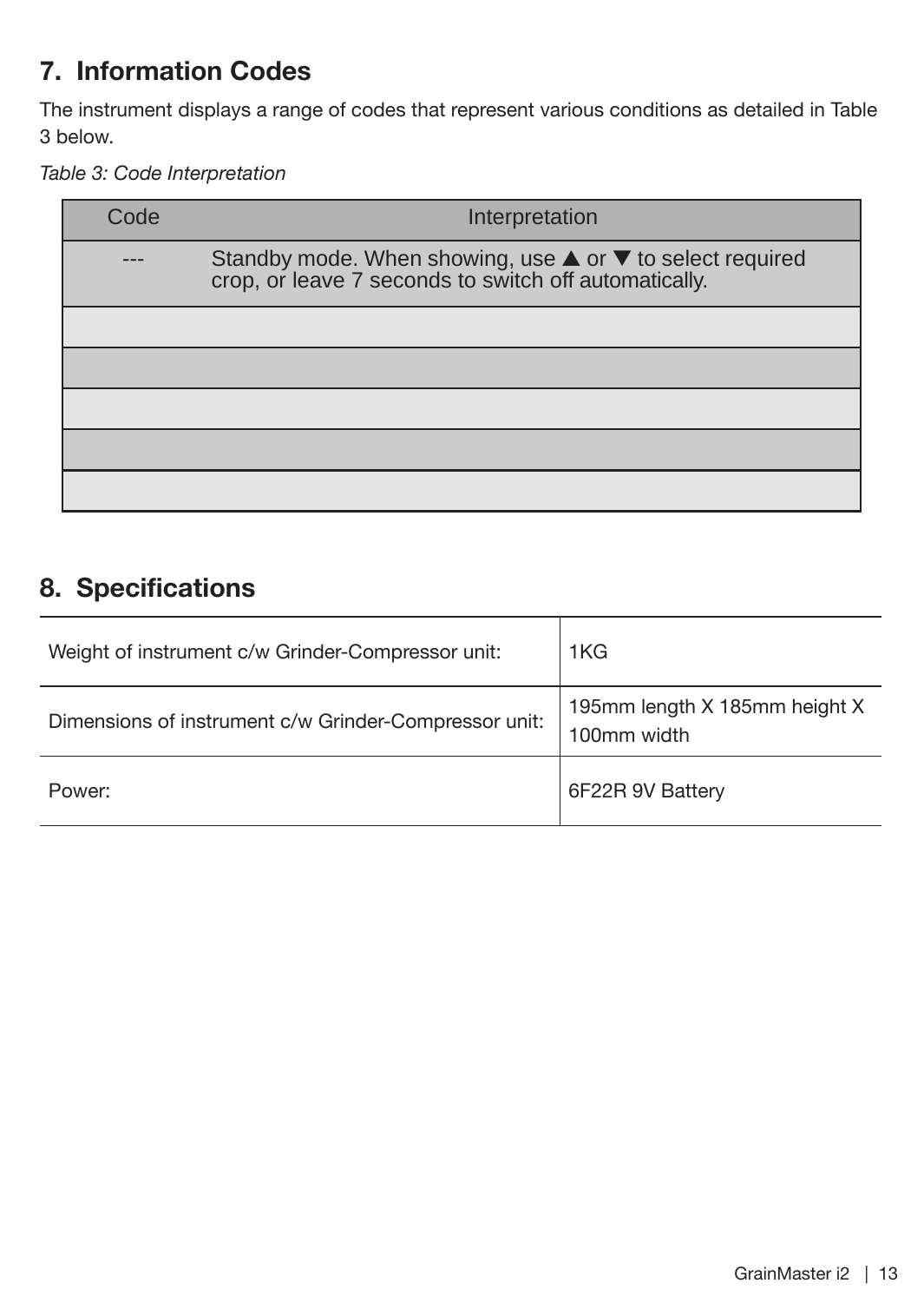## 7. Information Codes

The instrument displays a range of codes that represent various conditions as detailed in Table 3 below.

*Table 3: Code Interpretation*

| Code | Interpretation |
| --- | --- |
| --- | Standby mode. When showing, use ▲ or ▼ to select required crop, or leave 7 seconds to switch off automatically. |
| | |
| | |
| | |
| | |
| | |

## 8. Specifications

| | |
| --- | --- |
| Weight of instrument c/w Grinder-Compressor unit: | 1KG |
| Dimensions of instrument c/w Grinder-Compressor unit: | 195mm length X 185mm height X 100mm width |
| Power: | 6F22R 9V Battery |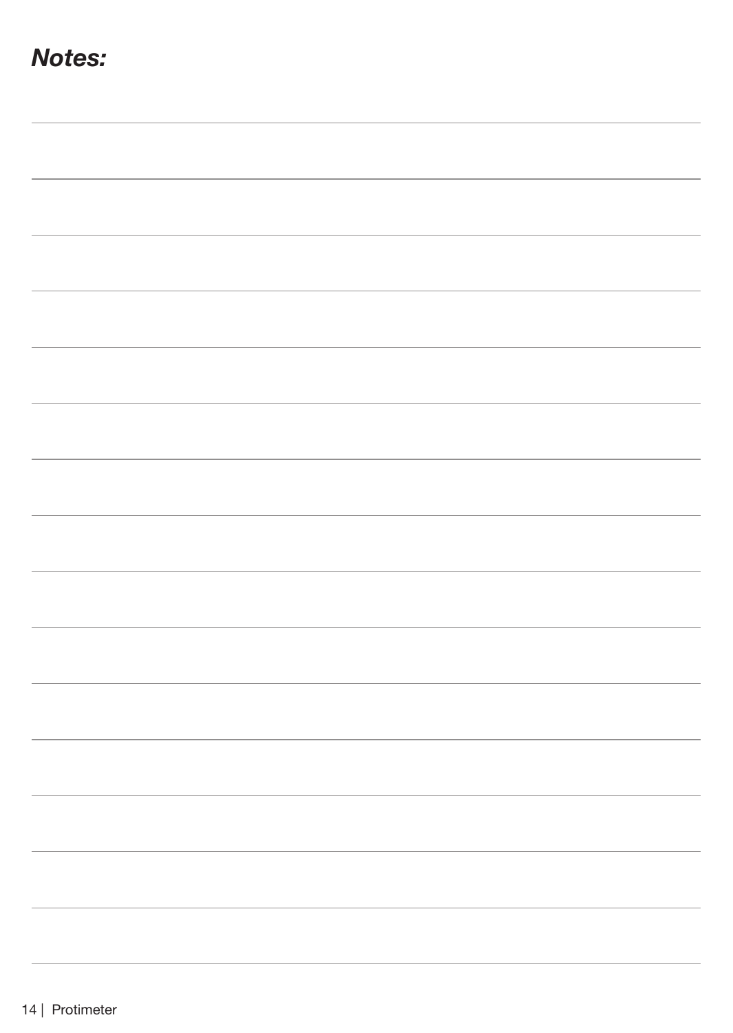## *Notes:*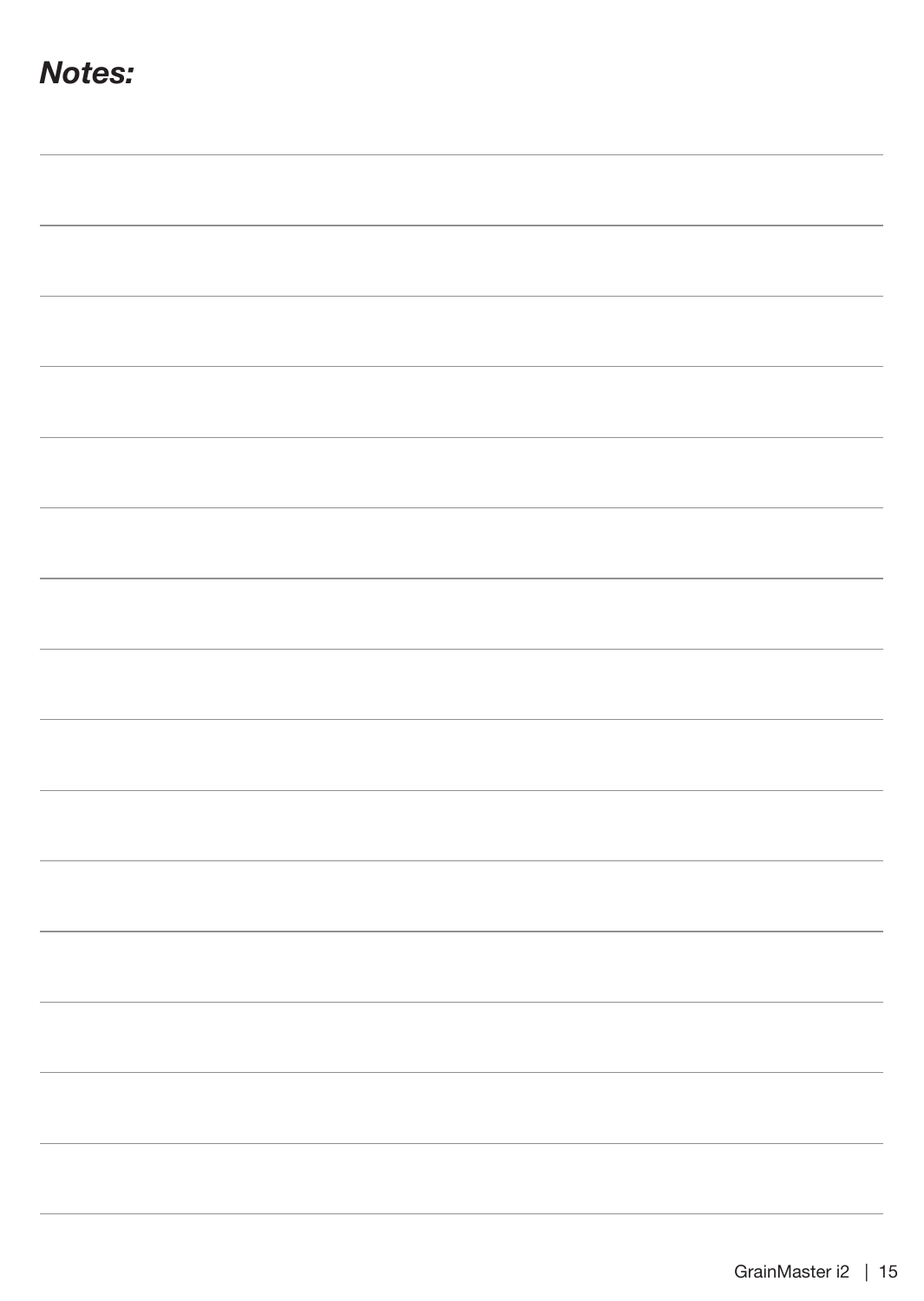## *Notes:*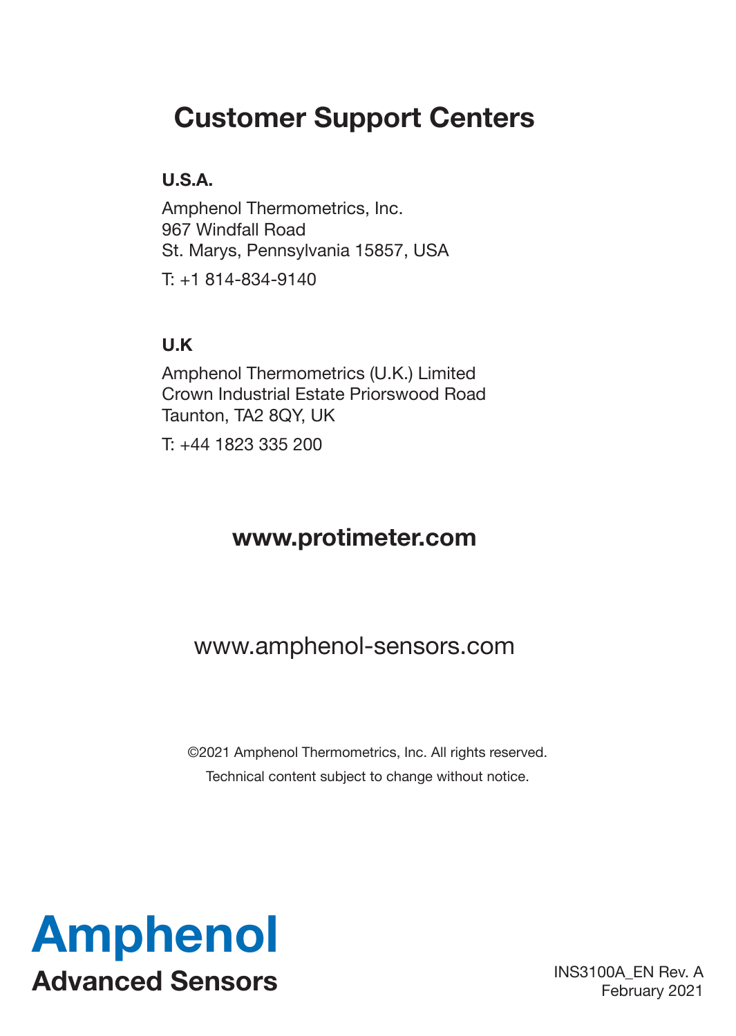# Customer Support Centers

**U.S.A.**

Amphenol Thermometrics, Inc.
967 Windfall Road
St. Marys, Pennsylvania 15857, USA

T: +1 814-834-9140

**U.K**

Amphenol Thermometrics (U.K.) Limited
Crown Industrial Estate Priorswood Road
Taunton, TA2 8QY, UK

T: +44 1823 335 200

**www.protimeter.com**

www.amphenol-sensors.com

©2021 Amphenol Thermometrics, Inc. All rights reserved.

Technical content subject to change without notice.

**Amphenol**
**Advanced Sensors**

INS3100A_EN Rev. A
February 2021